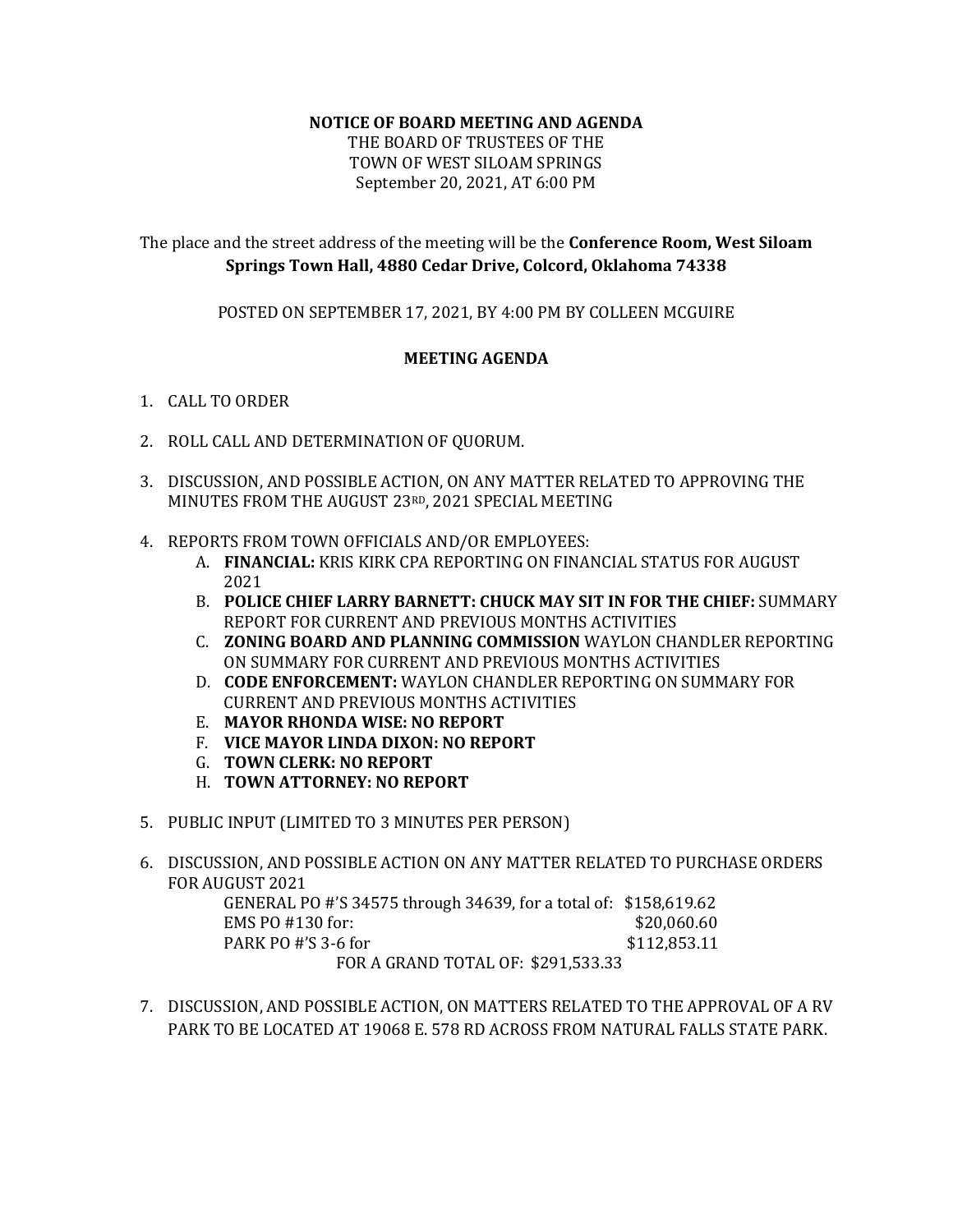**NOTICE OF BOARD MEETING AND AGENDA**
THE BOARD OF TRUSTEES OF THE
TOWN OF WEST SILOAM SPRINGS
September 20, 2021, AT 6:00 PM

The place and the street address of the meeting will be the **Conference Room, West Siloam Springs Town Hall, 4880 Cedar Drive, Colcord, Oklahoma 74338**

POSTED ON SEPTEMBER 17, 2021, BY 4:00 PM BY COLLEEN MCGUIRE

**MEETING AGENDA**

1. CALL TO ORDER

2. ROLL CALL AND DETERMINATION OF QUORUM.

3. DISCUSSION, AND POSSIBLE ACTION, ON ANY MATTER RELATED TO APPROVING THE MINUTES FROM THE AUGUST 23RD, 2021 SPECIAL MEETING

4. REPORTS FROM TOWN OFFICIALS AND/OR EMPLOYEES:
   A. **FINANCIAL:** KRIS KIRK CPA REPORTING ON FINANCIAL STATUS FOR AUGUST 2021
   B. **POLICE CHIEF LARRY BARNETT: CHUCK MAY SIT IN FOR THE CHIEF:** SUMMARY REPORT FOR CURRENT AND PREVIOUS MONTHS ACTIVITIES
   C. **ZONING BOARD AND PLANNING COMMISSION** WAYLON CHANDLER REPORTING ON SUMMARY FOR CURRENT AND PREVIOUS MONTHS ACTIVITIES
   D. **CODE ENFORCEMENT:** WAYLON CHANDLER REPORTING ON SUMMARY FOR CURRENT AND PREVIOUS MONTHS ACTIVITIES
   E. **MAYOR RHONDA WISE: NO REPORT**
   F. **VICE MAYOR LINDA DIXON: NO REPORT**
   G. **TOWN CLERK: NO REPORT**
   H. **TOWN ATTORNEY: NO REPORT**

5. PUBLIC INPUT (LIMITED TO 3 MINUTES PER PERSON)

6. DISCUSSION, AND POSSIBLE ACTION ON ANY MATTER RELATED TO PURCHASE ORDERS FOR AUGUST 2021

   GENERAL PO #'S 34575 through 34639, for a total of: $158,619.62
   EMS PO #130 for: $20,060.60
   PARK PO #'S 3-6 for $112,853.11
   FOR A GRAND TOTAL OF: $291,533.33

7. DISCUSSION, AND POSSIBLE ACTION, ON MATTERS RELATED TO THE APPROVAL OF A RV PARK TO BE LOCATED AT 19068 E. 578 RD ACROSS FROM NATURAL FALLS STATE PARK.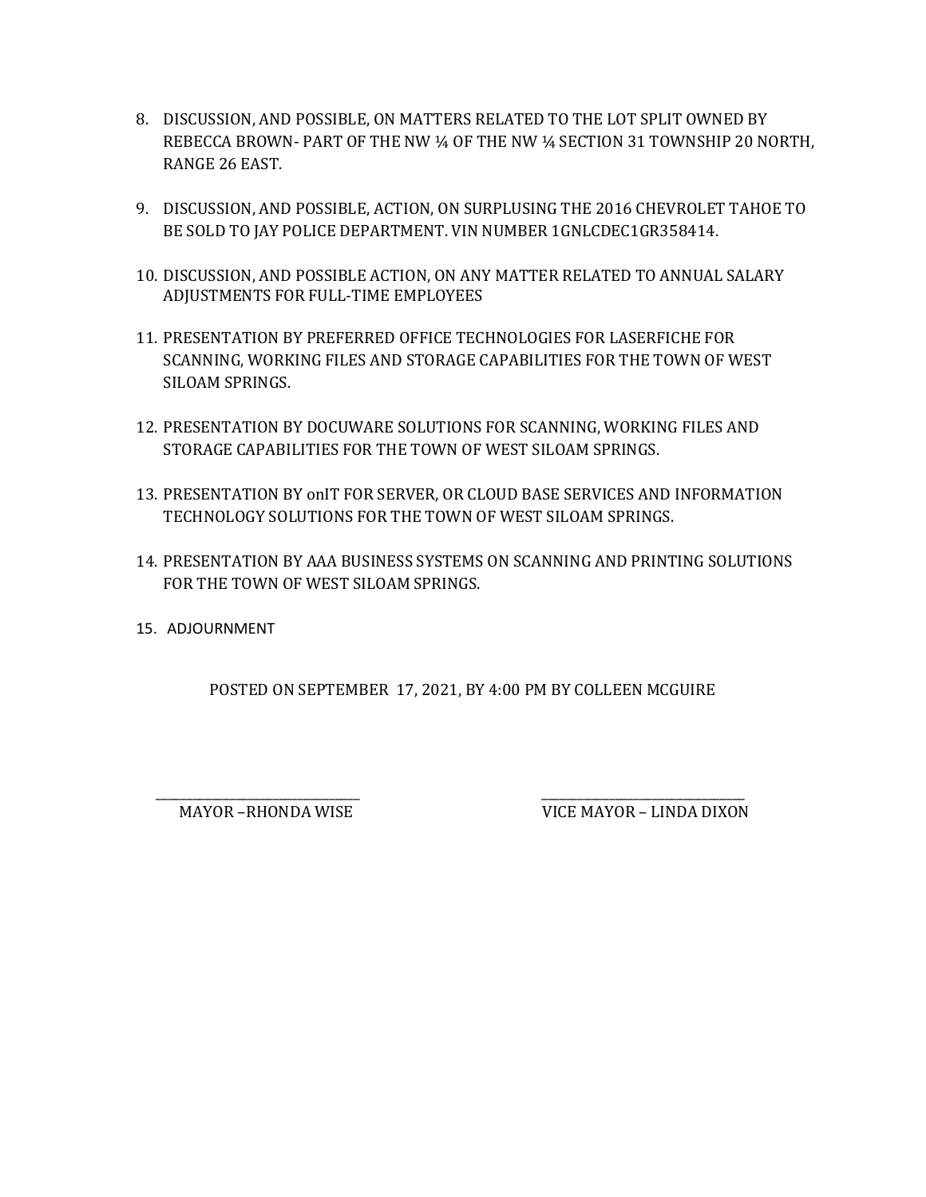8. DISCUSSION, AND POSSIBLE, ON MATTERS RELATED TO THE LOT SPLIT OWNED BY REBECCA BROWN- PART OF THE NW ¼ OF THE NW ¼ SECTION 31 TOWNSHIP 20 NORTH, RANGE 26 EAST.

9. DISCUSSION, AND POSSIBLE, ACTION, ON SURPLUSING THE 2016 CHEVROLET TAHOE TO BE SOLD TO JAY POLICE DEPARTMENT. VIN NUMBER 1GNLCDEC1GR358414.

10. DISCUSSION, AND POSSIBLE ACTION, ON ANY MATTER RELATED TO ANNUAL SALARY ADJUSTMENTS FOR FULL-TIME EMPLOYEES

11. PRESENTATION BY PREFERRED OFFICE TECHNOLOGIES FOR LASERFICHE FOR SCANNING, WORKING FILES AND STORAGE CAPABILITIES FOR THE TOWN OF WEST SILOAM SPRINGS.

12. PRESENTATION BY DOCUWARE SOLUTIONS FOR SCANNING, WORKING FILES AND STORAGE CAPABILITIES FOR THE TOWN OF WEST SILOAM SPRINGS.

13. PRESENTATION BY onIT FOR SERVER, OR CLOUD BASE SERVICES AND INFORMATION TECHNOLOGY SOLUTIONS FOR THE TOWN OF WEST SILOAM SPRINGS.

14. PRESENTATION BY AAA BUSINESS SYSTEMS ON SCANNING AND PRINTING SOLUTIONS FOR THE TOWN OF WEST SILOAM SPRINGS.

15. ADJOURNMENT

POSTED ON SEPTEMBER 17, 2021, BY 4:00 PM BY COLLEEN MCGUIRE

_______________________________ MAYOR –RHONDA WISE

_______________________________ VICE MAYOR – LINDA DIXON